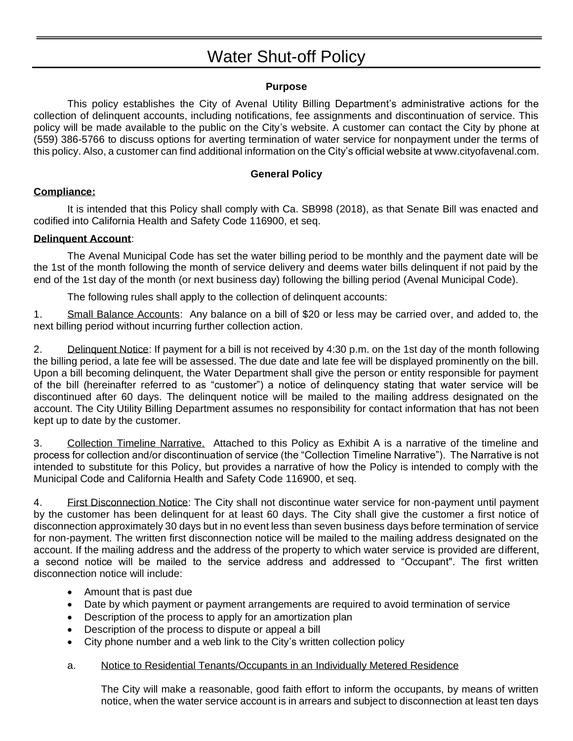# Water Shut-off Policy

**Purpose**

This policy establishes the City of Avenal Utility Billing Department's administrative actions for the collection of delinquent accounts, including notifications, fee assignments and discontinuation of service. This policy will be made available to the public on the City's website. A customer can contact the City by phone at (559) 386-5766 to discuss options for averting termination of water service for nonpayment under the terms of this policy. Also, a customer can find additional information on the City's official website at www.cityofavenal.com.

**General Policy**

**Compliance:**

It is intended that this Policy shall comply with Ca. SB998 (2018), as that Senate Bill was enacted and codified into California Health and Safety Code 116900, et seq.

**Delinquent Account**:

The Avenal Municipal Code has set the water billing period to be monthly and the payment date will be the 1st of the month following the month of service delivery and deems water bills delinquent if not paid by the end of the 1st day of the month (or next business day) following the billing period (Avenal Municipal Code).

The following rules shall apply to the collection of delinquent accounts:

1. Small Balance Accounts: Any balance on a bill of $20 or less may be carried over, and added to, the next billing period without incurring further collection action.

2. Delinquent Notice: If payment for a bill is not received by 4:30 p.m. on the 1st day of the month following the billing period, a late fee will be assessed. The due date and late fee will be displayed prominently on the bill. Upon a bill becoming delinquent, the Water Department shall give the person or entity responsible for payment of the bill (hereinafter referred to as "customer") a notice of delinquency stating that water service will be discontinued after 60 days. The delinquent notice will be mailed to the mailing address designated on the account. The City Utility Billing Department assumes no responsibility for contact information that has not been kept up to date by the customer.

3. Collection Timeline Narrative. Attached to this Policy as Exhibit A is a narrative of the timeline and process for collection and/or discontinuation of service (the "Collection Timeline Narrative"). The Narrative is not intended to substitute for this Policy, but provides a narrative of how the Policy is intended to comply with the Municipal Code and California Health and Safety Code 116900, et seq.

4. First Disconnection Notice: The City shall not discontinue water service for non-payment until payment by the customer has been delinquent for at least 60 days. The City shall give the customer a first notice of disconnection approximately 30 days but in no event less than seven business days before termination of service for non-payment. The written first disconnection notice will be mailed to the mailing address designated on the account. If the mailing address and the address of the property to which water service is provided are different, a second notice will be mailed to the service address and addressed to "Occupant". The first written disconnection notice will include:

- Amount that is past due
- Date by which payment or payment arrangements are required to avoid termination of service
- Description of the process to apply for an amortization plan
- Description of the process to dispute or appeal a bill
- City phone number and a web link to the City's written collection policy

a. Notice to Residential Tenants/Occupants in an Individually Metered Residence

The City will make a reasonable, good faith effort to inform the occupants, by means of written notice, when the water service account is in arrears and subject to disconnection at least ten days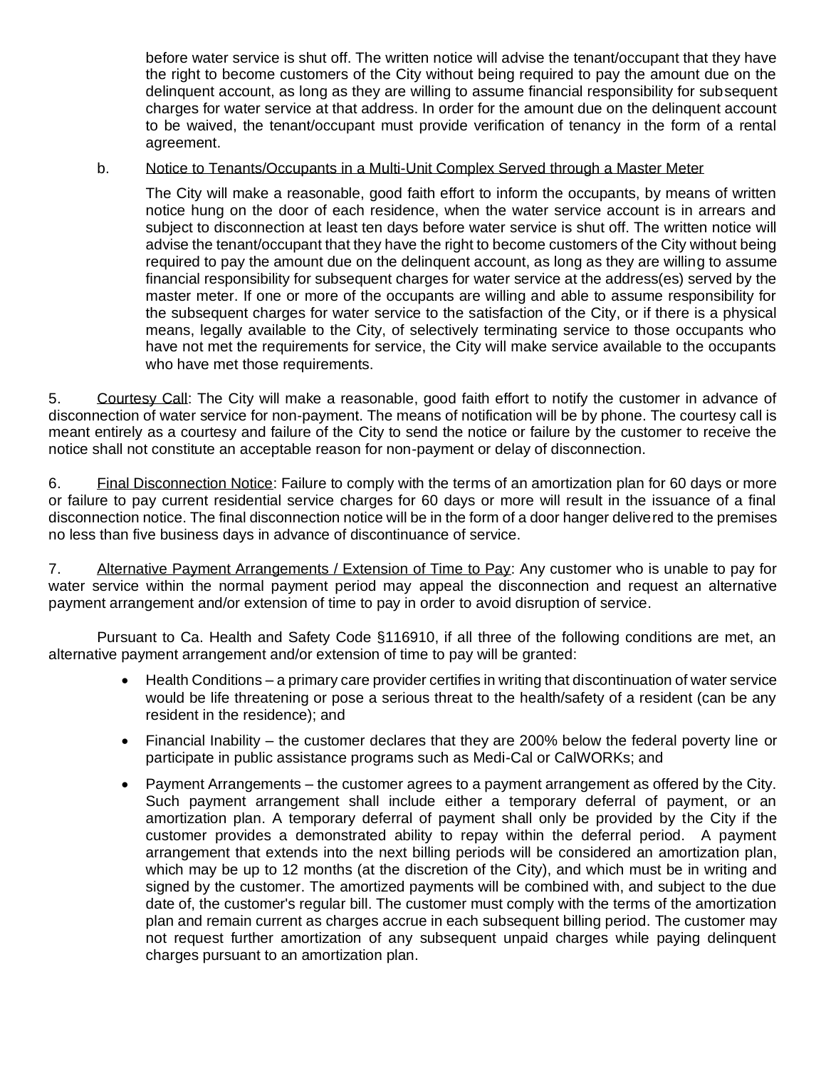before water service is shut off. The written notice will advise the tenant/occupant that they have the right to become customers of the City without being required to pay the amount due on the delinquent account, as long as they are willing to assume financial responsibility for subsequent charges for water service at that address. In order for the amount due on the delinquent account to be waived, the tenant/occupant must provide verification of tenancy in the form of a rental agreement.

b. Notice to Tenants/Occupants in a Multi-Unit Complex Served through a Master Meter

The City will make a reasonable, good faith effort to inform the occupants, by means of written notice hung on the door of each residence, when the water service account is in arrears and subject to disconnection at least ten days before water service is shut off. The written notice will advise the tenant/occupant that they have the right to become customers of the City without being required to pay the amount due on the delinquent account, as long as they are willing to assume financial responsibility for subsequent charges for water service at the address(es) served by the master meter. If one or more of the occupants are willing and able to assume responsibility for the subsequent charges for water service to the satisfaction of the City, or if there is a physical means, legally available to the City, of selectively terminating service to those occupants who have not met the requirements for service, the City will make service available to the occupants who have met those requirements.

5. Courtesy Call: The City will make a reasonable, good faith effort to notify the customer in advance of disconnection of water service for non-payment. The means of notification will be by phone. The courtesy call is meant entirely as a courtesy and failure of the City to send the notice or failure by the customer to receive the notice shall not constitute an acceptable reason for non-payment or delay of disconnection.

6. Final Disconnection Notice: Failure to comply with the terms of an amortization plan for 60 days or more or failure to pay current residential service charges for 60 days or more will result in the issuance of a final disconnection notice. The final disconnection notice will be in the form of a door hanger delivered to the premises no less than five business days in advance of discontinuance of service.

7. Alternative Payment Arrangements / Extension of Time to Pay: Any customer who is unable to pay for water service within the normal payment period may appeal the disconnection and request an alternative payment arrangement and/or extension of time to pay in order to avoid disruption of service.

Pursuant to Ca. Health and Safety Code §116910, if all three of the following conditions are met, an alternative payment arrangement and/or extension of time to pay will be granted:

- Health Conditions – a primary care provider certifies in writing that discontinuation of water service would be life threatening or pose a serious threat to the health/safety of a resident (can be any resident in the residence); and
- Financial Inability – the customer declares that they are 200% below the federal poverty line or participate in public assistance programs such as Medi-Cal or CalWORKs; and
- Payment Arrangements – the customer agrees to a payment arrangement as offered by the City. Such payment arrangement shall include either a temporary deferral of payment, or an amortization plan. A temporary deferral of payment shall only be provided by the City if the customer provides a demonstrated ability to repay within the deferral period. A payment arrangement that extends into the next billing periods will be considered an amortization plan, which may be up to 12 months (at the discretion of the City), and which must be in writing and signed by the customer. The amortized payments will be combined with, and subject to the due date of, the customer's regular bill. The customer must comply with the terms of the amortization plan and remain current as charges accrue in each subsequent billing period. The customer may not request further amortization of any subsequent unpaid charges while paying delinquent charges pursuant to an amortization plan.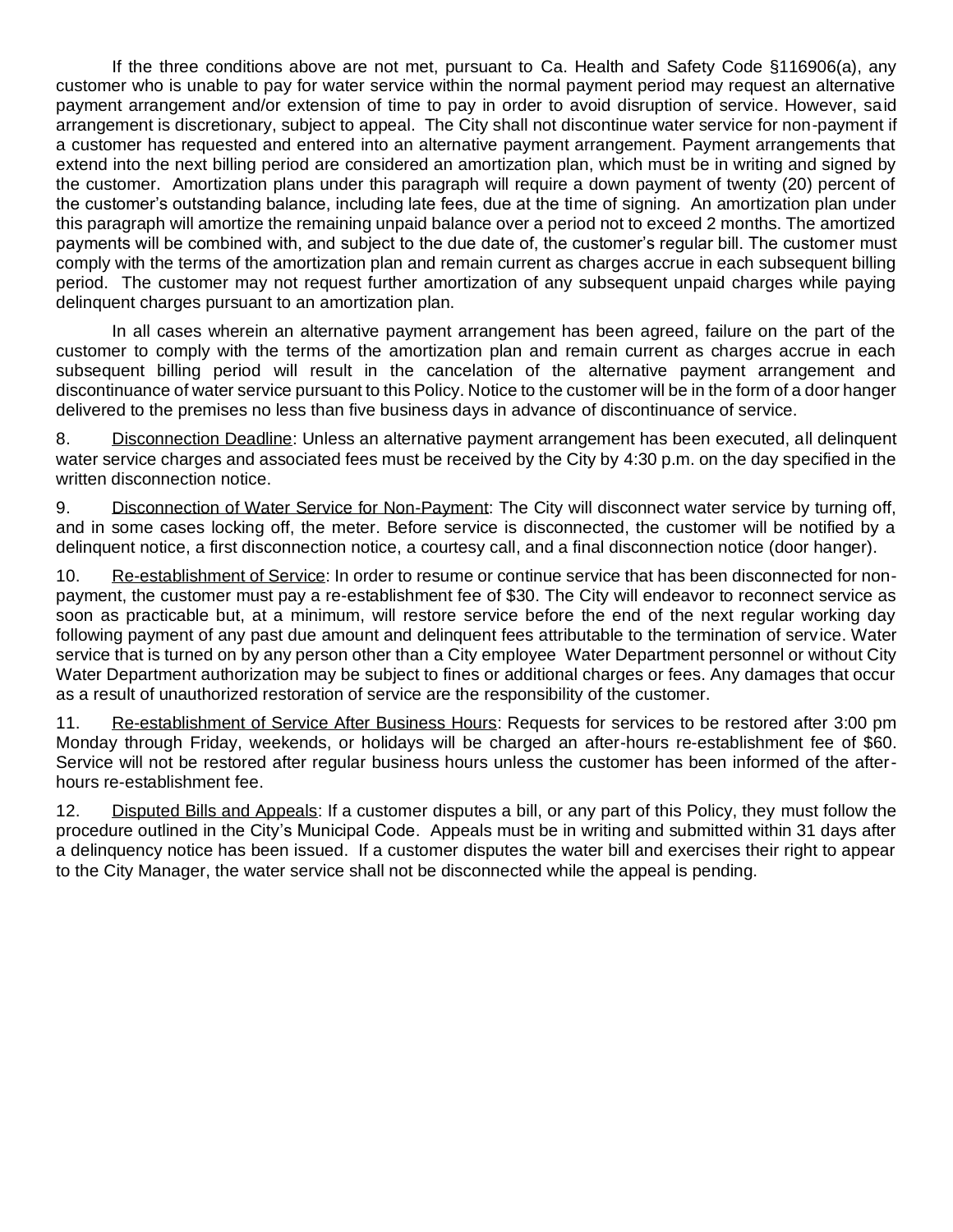If the three conditions above are not met, pursuant to Ca. Health and Safety Code §116906(a), any customer who is unable to pay for water service within the normal payment period may request an alternative payment arrangement and/or extension of time to pay in order to avoid disruption of service. However, said arrangement is discretionary, subject to appeal. The City shall not discontinue water service for non-payment if a customer has requested and entered into an alternative payment arrangement. Payment arrangements that extend into the next billing period are considered an amortization plan, which must be in writing and signed by the customer. Amortization plans under this paragraph will require a down payment of twenty (20) percent of the customer's outstanding balance, including late fees, due at the time of signing. An amortization plan under this paragraph will amortize the remaining unpaid balance over a period not to exceed 2 months. The amortized payments will be combined with, and subject to the due date of, the customer's regular bill. The customer must comply with the terms of the amortization plan and remain current as charges accrue in each subsequent billing period. The customer may not request further amortization of any subsequent unpaid charges while paying delinquent charges pursuant to an amortization plan.

In all cases wherein an alternative payment arrangement has been agreed, failure on the part of the customer to comply with the terms of the amortization plan and remain current as charges accrue in each subsequent billing period will result in the cancelation of the alternative payment arrangement and discontinuance of water service pursuant to this Policy. Notice to the customer will be in the form of a door hanger delivered to the premises no less than five business days in advance of discontinuance of service.

8. Disconnection Deadline: Unless an alternative payment arrangement has been executed, all delinquent water service charges and associated fees must be received by the City by 4:30 p.m. on the day specified in the written disconnection notice.

9. Disconnection of Water Service for Non-Payment: The City will disconnect water service by turning off, and in some cases locking off, the meter. Before service is disconnected, the customer will be notified by a delinquent notice, a first disconnection notice, a courtesy call, and a final disconnection notice (door hanger).

10. Re-establishment of Service: In order to resume or continue service that has been disconnected for non-payment, the customer must pay a re-establishment fee of $30. The City will endeavor to reconnect service as soon as practicable but, at a minimum, will restore service before the end of the next regular working day following payment of any past due amount and delinquent fees attributable to the termination of service. Water service that is turned on by any person other than a City employee Water Department personnel or without City Water Department authorization may be subject to fines or additional charges or fees. Any damages that occur as a result of unauthorized restoration of service are the responsibility of the customer.

11. Re-establishment of Service After Business Hours: Requests for services to be restored after 3:00 pm Monday through Friday, weekends, or holidays will be charged an after-hours re-establishment fee of $60. Service will not be restored after regular business hours unless the customer has been informed of the after-hours re-establishment fee.

12. Disputed Bills and Appeals: If a customer disputes a bill, or any part of this Policy, they must follow the procedure outlined in the City's Municipal Code. Appeals must be in writing and submitted within 31 days after a delinquency notice has been issued. If a customer disputes the water bill and exercises their right to appear to the City Manager, the water service shall not be disconnected while the appeal is pending.